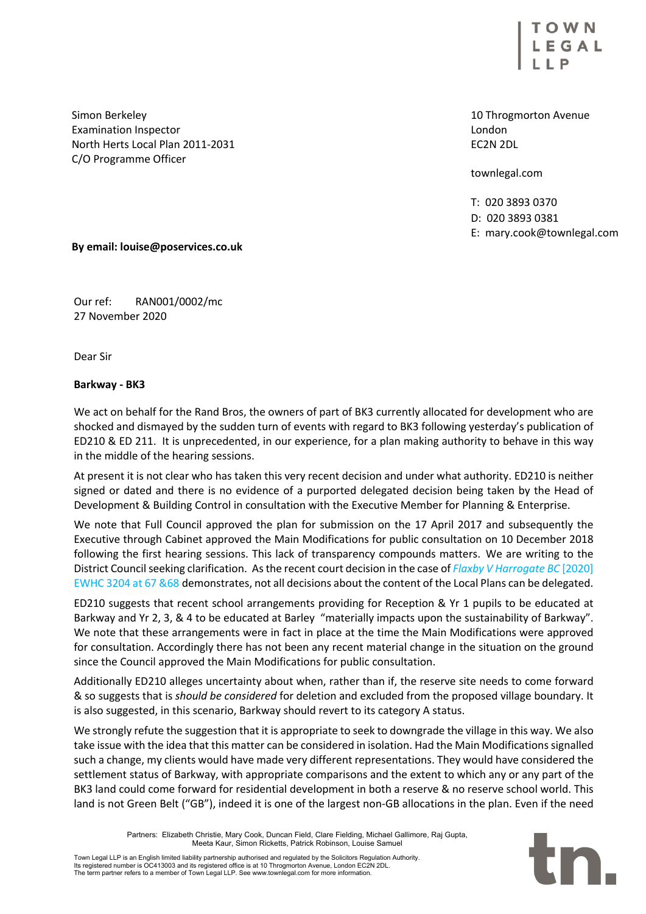TOWN LEGAL LLP

Simon Berkeley
Examination Inspector
North Herts Local Plan 2011-2031
C/O Programme Officer

10 Throgmorton Avenue
London
EC2N 2DL

townlegal.com

T: 020 3893 0370
D: 020 3893 0381
E: mary.cook@townlegal.com

**By email: louise@poservices.co.uk**

Our ref: RAN001/0002/mc
27 November 2020

Dear Sir

**Barkway - BK3**

We act on behalf for the Rand Bros, the owners of part of BK3 currently allocated for development who are shocked and dismayed by the sudden turn of events with regard to BK3 following yesterday's publication of ED210 & ED 211. It is unprecedented, in our experience, for a plan making authority to behave in this way in the middle of the hearing sessions.

At present it is not clear who has taken this very recent decision and under what authority. ED210 is neither signed or dated and there is no evidence of a purported delegated decision being taken by the Head of Development & Building Control in consultation with the Executive Member for Planning & Enterprise.

We note that Full Council approved the plan for submission on the 17 April 2017 and subsequently the Executive through Cabinet approved the Main Modifications for public consultation on 10 December 2018 following the first hearing sessions. This lack of transparency compounds matters. We are writing to the District Council seeking clarification. As the recent court decision in the case of *Flaxby V Harrogate BC* [2020] EWHC 3204 at 67 &68 demonstrates, not all decisions about the content of the Local Plans can be delegated.

ED210 suggests that recent school arrangements providing for Reception & Yr 1 pupils to be educated at Barkway and Yr 2, 3, & 4 to be educated at Barley "materially impacts upon the sustainability of Barkway". We note that these arrangements were in fact in place at the time the Main Modifications were approved for consultation. Accordingly there has not been any recent material change in the situation on the ground since the Council approved the Main Modifications for public consultation.

Additionally ED210 alleges uncertainty about when, rather than if, the reserve site needs to come forward & so suggests that is *should be considered* for deletion and excluded from the proposed village boundary. It is also suggested, in this scenario, Barkway should revert to its category A status.

We strongly refute the suggestion that it is appropriate to seek to downgrade the village in this way. We also take issue with the idea that this matter can be considered in isolation. Had the Main Modifications signalled such a change, my clients would have made very different representations. They would have considered the settlement status of Barkway, with appropriate comparisons and the extent to which any or any part of the BK3 land could come forward for residential development in both a reserve & no reserve school world. This land is not Green Belt ("GB"), indeed it is one of the largest non-GB allocations in the plan. Even if the need

Partners: Elizabeth Christie, Mary Cook, Duncan Field, Clare Fielding, Michael Gallimore, Raj Gupta, Meeta Kaur, Simon Ricketts, Patrick Robinson, Louise Samuel

Town Legal LLP is an English limited liability partnership authorised and regulated by the Solicitors Regulation Authority. Its registered number is OC413003 and its registered office is at 10 Throgmorton Avenue, London EC2N 2DL. The term partner refers to a member of Town Legal LLP. See www.townlegal.com for more information.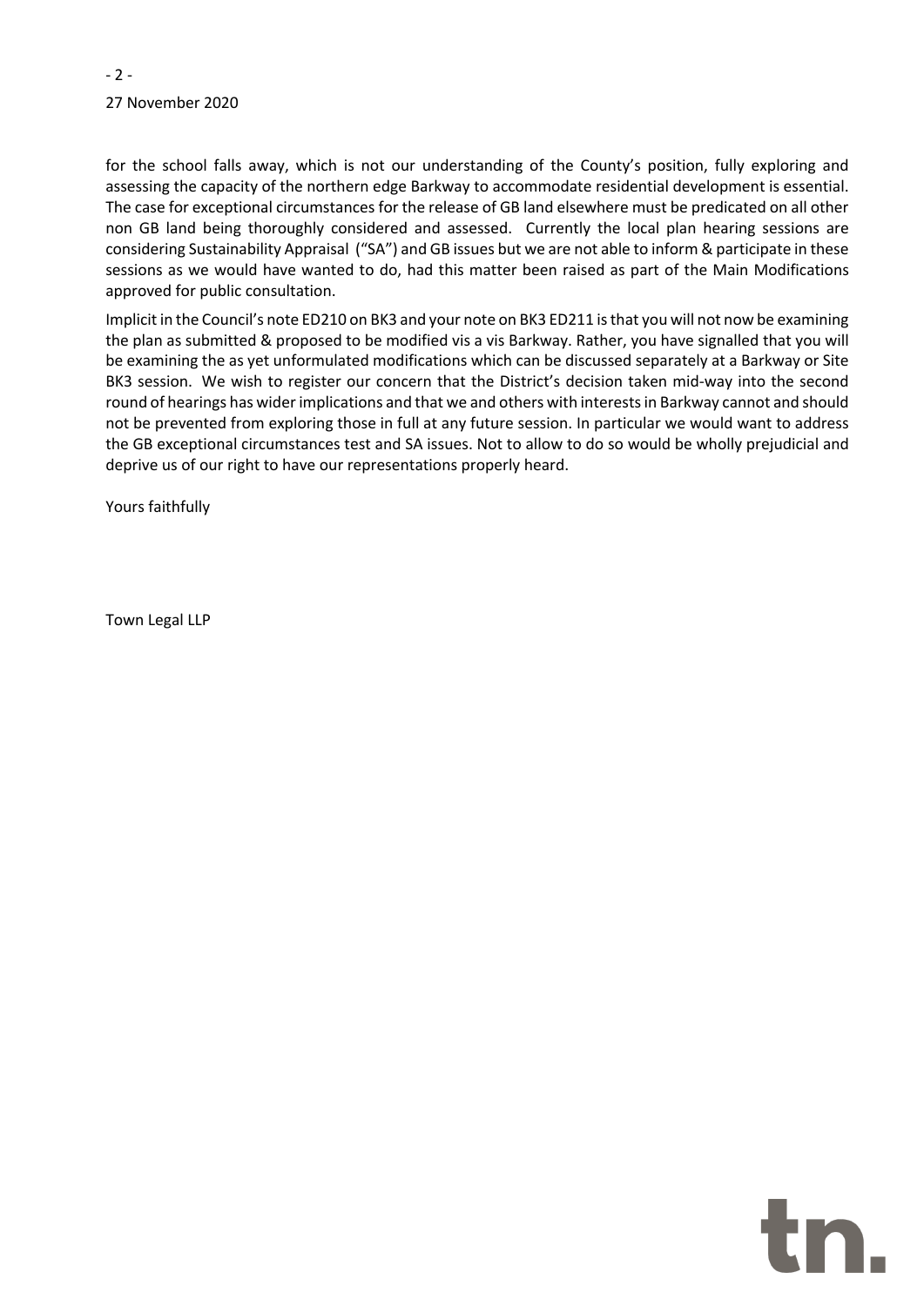27 November 2020

for the school falls away, which is not our understanding of the County's position, fully exploring and assessing the capacity of the northern edge Barkway to accommodate residential development is essential. The case for exceptional circumstances for the release of GB land elsewhere must be predicated on all other non GB land being thoroughly considered and assessed. Currently the local plan hearing sessions are considering Sustainability Appraisal ("SA") and GB issues but we are not able to inform & participate in these sessions as we would have wanted to do, had this matter been raised as part of the Main Modifications approved for public consultation.

Implicit in the Council's note ED210 on BK3 and your note on BK3 ED211 is that you will not now be examining the plan as submitted & proposed to be modified vis a vis Barkway. Rather, you have signalled that you will be examining the as yet unformulated modifications which can be discussed separately at a Barkway or Site BK3 session. We wish to register our concern that the District's decision taken mid-way into the second round of hearings has wider implications and that we and others with interests in Barkway cannot and should not be prevented from exploring those in full at any future session. In particular we would want to address the GB exceptional circumstances test and SA issues. Not to allow to do so would be wholly prejudicial and deprive us of our right to have our representations properly heard.

Yours faithfully

Town Legal LLP

tn.